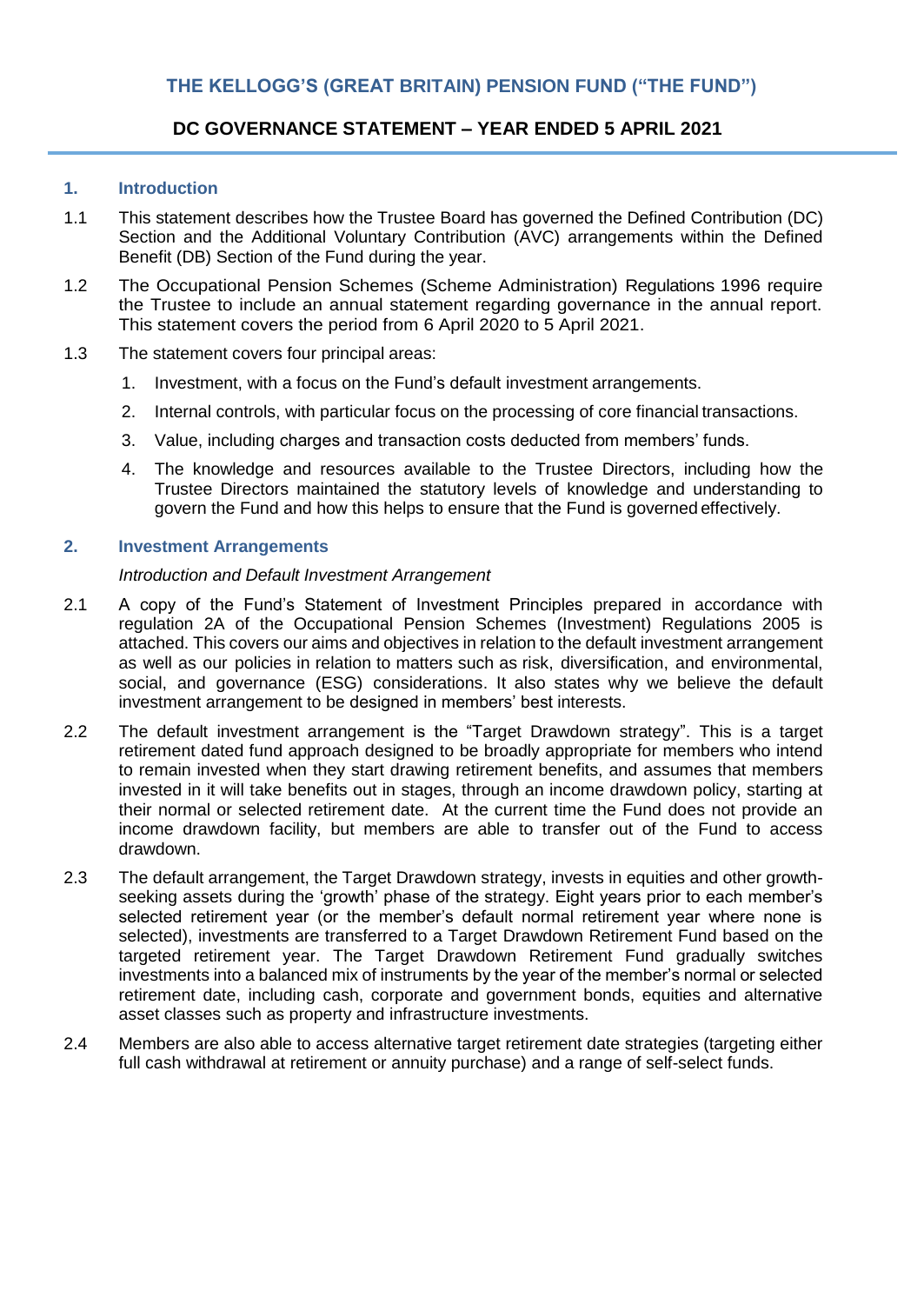# THE KELLOGG'S (GREAT BRITAIN) PENSION FUND ("THE FUND")

## DC GOVERNANCE STATEMENT – YEAR ENDED 5 APRIL 2021

### 1. Introduction

1.1 This statement describes how the Trustee Board has governed the Defined Contribution (DC) Section and the Additional Voluntary Contribution (AVC) arrangements within the Defined Benefit (DB) Section of the Fund during the year.

1.2 The Occupational Pension Schemes (Scheme Administration) Regulations 1996 require the Trustee to include an annual statement regarding governance in the annual report. This statement covers the period from 6 April 2020 to 5 April 2021.

1.3 The statement covers four principal areas:

1. Investment, with a focus on the Fund's default investment arrangements.
2. Internal controls, with particular focus on the processing of core financial transactions.
3. Value, including charges and transaction costs deducted from members' funds.
4. The knowledge and resources available to the Trustee Directors, including how the Trustee Directors maintained the statutory levels of knowledge and understanding to govern the Fund and how this helps to ensure that the Fund is governed effectively.

### 2. Investment Arrangements

*Introduction and Default Investment Arrangement*

2.1 A copy of the Fund's Statement of Investment Principles prepared in accordance with regulation 2A of the Occupational Pension Schemes (Investment) Regulations 2005 is attached. This covers our aims and objectives in relation to the default investment arrangement as well as our policies in relation to matters such as risk, diversification, and environmental, social, and governance (ESG) considerations. It also states why we believe the default investment arrangement to be designed in members' best interests.

2.2 The default investment arrangement is the "Target Drawdown strategy". This is a target retirement dated fund approach designed to be broadly appropriate for members who intend to remain invested when they start drawing retirement benefits, and assumes that members invested in it will take benefits out in stages, through an income drawdown policy, starting at their normal or selected retirement date. At the current time the Fund does not provide an income drawdown facility, but members are able to transfer out of the Fund to access drawdown.

2.3 The default arrangement, the Target Drawdown strategy, invests in equities and other growth-seeking assets during the 'growth' phase of the strategy. Eight years prior to each member's selected retirement year (or the member's default normal retirement year where none is selected), investments are transferred to a Target Drawdown Retirement Fund based on the targeted retirement year. The Target Drawdown Retirement Fund gradually switches investments into a balanced mix of instruments by the year of the member's normal or selected retirement date, including cash, corporate and government bonds, equities and alternative asset classes such as property and infrastructure investments.

2.4 Members are also able to access alternative target retirement date strategies (targeting either full cash withdrawal at retirement or annuity purchase) and a range of self-select funds.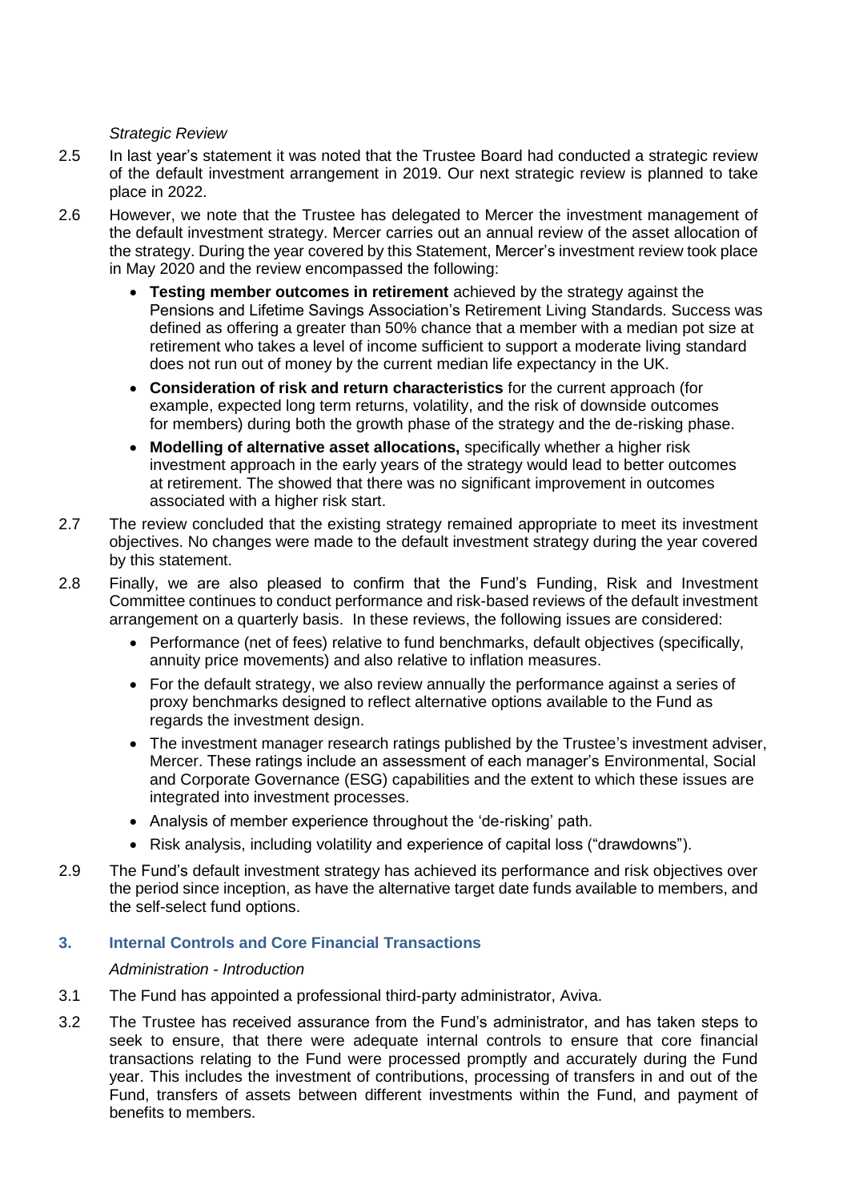*Strategic Review*

2.5 In last year's statement it was noted that the Trustee Board had conducted a strategic review of the default investment arrangement in 2019. Our next strategic review is planned to take place in 2022.

2.6 However, we note that the Trustee has delegated to Mercer the investment management of the default investment strategy. Mercer carries out an annual review of the asset allocation of the strategy. During the year covered by this Statement, Mercer's investment review took place in May 2020 and the review encompassed the following:

- **Testing member outcomes in retirement** achieved by the strategy against the Pensions and Lifetime Savings Association's Retirement Living Standards. Success was defined as offering a greater than 50% chance that a member with a median pot size at retirement who takes a level of income sufficient to support a moderate living standard does not run out of money by the current median life expectancy in the UK.
- **Consideration of risk and return characteristics** for the current approach (for example, expected long term returns, volatility, and the risk of downside outcomes for members) during both the growth phase of the strategy and the de-risking phase.
- **Modelling of alternative asset allocations,** specifically whether a higher risk investment approach in the early years of the strategy would lead to better outcomes at retirement. The showed that there was no significant improvement in outcomes associated with a higher risk start.

2.7 The review concluded that the existing strategy remained appropriate to meet its investment objectives. No changes were made to the default investment strategy during the year covered by this statement.

2.8 Finally, we are also pleased to confirm that the Fund's Funding, Risk and Investment Committee continues to conduct performance and risk-based reviews of the default investment arrangement on a quarterly basis. In these reviews, the following issues are considered:

- Performance (net of fees) relative to fund benchmarks, default objectives (specifically, annuity price movements) and also relative to inflation measures.
- For the default strategy, we also review annually the performance against a series of proxy benchmarks designed to reflect alternative options available to the Fund as regards the investment design.
- The investment manager research ratings published by the Trustee's investment adviser, Mercer. These ratings include an assessment of each manager's Environmental, Social and Corporate Governance (ESG) capabilities and the extent to which these issues are integrated into investment processes.
- Analysis of member experience throughout the 'de-risking' path.
- Risk analysis, including volatility and experience of capital loss ("drawdowns").

2.9 The Fund's default investment strategy has achieved its performance and risk objectives over the period since inception, as have the alternative target date funds available to members, and the self-select fund options.

## 3. Internal Controls and Core Financial Transactions

*Administration - Introduction*

3.1 The Fund has appointed a professional third-party administrator, Aviva.

3.2 The Trustee has received assurance from the Fund's administrator, and has taken steps to seek to ensure, that there were adequate internal controls to ensure that core financial transactions relating to the Fund were processed promptly and accurately during the Fund year. This includes the investment of contributions, processing of transfers in and out of the Fund, transfers of assets between different investments within the Fund, and payment of benefits to members.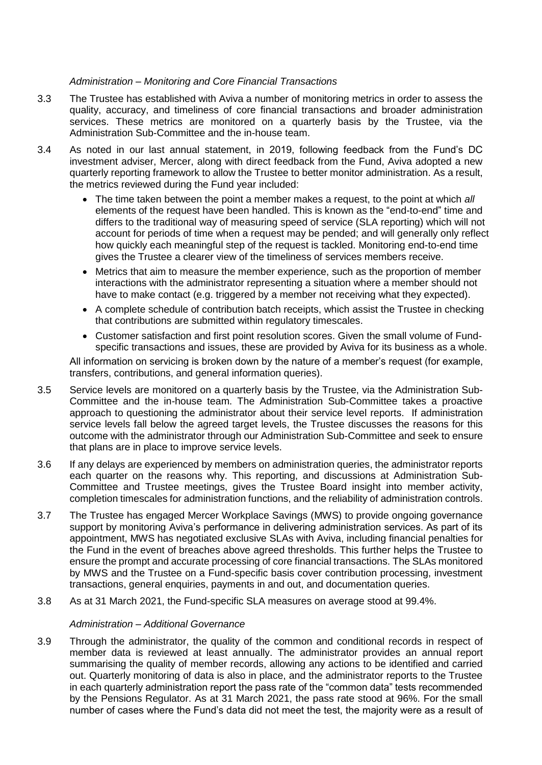*Administration – Monitoring and Core Financial Transactions*

3.3 The Trustee has established with Aviva a number of monitoring metrics in order to assess the quality, accuracy, and timeliness of core financial transactions and broader administration services. These metrics are monitored on a quarterly basis by the Trustee, via the Administration Sub-Committee and the in-house team.

3.4 As noted in our last annual statement, in 2019, following feedback from the Fund's DC investment adviser, Mercer, along with direct feedback from the Fund, Aviva adopted a new quarterly reporting framework to allow the Trustee to better monitor administration. As a result, the metrics reviewed during the Fund year included:

- The time taken between the point a member makes a request, to the point at which *all* elements of the request have been handled. This is known as the "end-to-end" time and differs to the traditional way of measuring speed of service (SLA reporting) which will not account for periods of time when a request may be pended; and will generally only reflect how quickly each meaningful step of the request is tackled. Monitoring end-to-end time gives the Trustee a clearer view of the timeliness of services members receive.
- Metrics that aim to measure the member experience, such as the proportion of member interactions with the administrator representing a situation where a member should not have to make contact (e.g. triggered by a member not receiving what they expected).
- A complete schedule of contribution batch receipts, which assist the Trustee in checking that contributions are submitted within regulatory timescales.
- Customer satisfaction and first point resolution scores. Given the small volume of Fund-specific transactions and issues, these are provided by Aviva for its business as a whole.

All information on servicing is broken down by the nature of a member's request (for example, transfers, contributions, and general information queries).

3.5 Service levels are monitored on a quarterly basis by the Trustee, via the Administration Sub-Committee and the in-house team. The Administration Sub-Committee takes a proactive approach to questioning the administrator about their service level reports. If administration service levels fall below the agreed target levels, the Trustee discusses the reasons for this outcome with the administrator through our Administration Sub-Committee and seek to ensure that plans are in place to improve service levels.

3.6 If any delays are experienced by members on administration queries, the administrator reports each quarter on the reasons why. This reporting, and discussions at Administration Sub-Committee and Trustee meetings, gives the Trustee Board insight into member activity, completion timescales for administration functions, and the reliability of administration controls.

3.7 The Trustee has engaged Mercer Workplace Savings (MWS) to provide ongoing governance support by monitoring Aviva's performance in delivering administration services. As part of its appointment, MWS has negotiated exclusive SLAs with Aviva, including financial penalties for the Fund in the event of breaches above agreed thresholds. This further helps the Trustee to ensure the prompt and accurate processing of core financial transactions. The SLAs monitored by MWS and the Trustee on a Fund-specific basis cover contribution processing, investment transactions, general enquiries, payments in and out, and documentation queries.

3.8 As at 31 March 2021, the Fund-specific SLA measures on average stood at 99.4%.

*Administration – Additional Governance*

3.9 Through the administrator, the quality of the common and conditional records in respect of member data is reviewed at least annually. The administrator provides an annual report summarising the quality of member records, allowing any actions to be identified and carried out. Quarterly monitoring of data is also in place, and the administrator reports to the Trustee in each quarterly administration report the pass rate of the "common data" tests recommended by the Pensions Regulator. As at 31 March 2021, the pass rate stood at 96%. For the small number of cases where the Fund's data did not meet the test, the majority were as a result of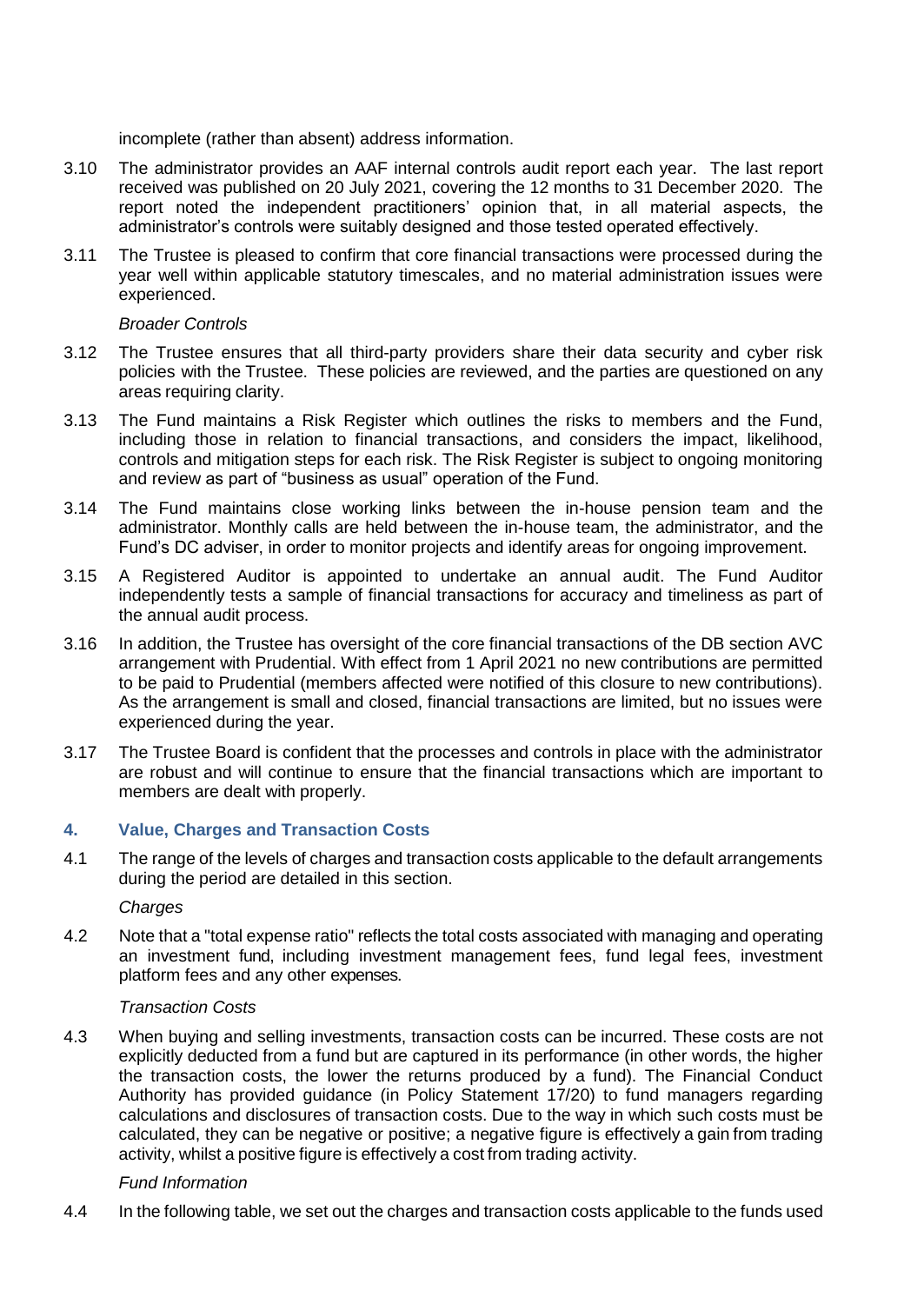incomplete (rather than absent) address information.

3.10 The administrator provides an AAF internal controls audit report each year. The last report received was published on 20 July 2021, covering the 12 months to 31 December 2020. The report noted the independent practitioners' opinion that, in all material aspects, the administrator's controls were suitably designed and those tested operated effectively.

3.11 The Trustee is pleased to confirm that core financial transactions were processed during the year well within applicable statutory timescales, and no material administration issues were experienced.

*Broader Controls*

3.12 The Trustee ensures that all third-party providers share their data security and cyber risk policies with the Trustee. These policies are reviewed, and the parties are questioned on any areas requiring clarity.

3.13 The Fund maintains a Risk Register which outlines the risks to members and the Fund, including those in relation to financial transactions, and considers the impact, likelihood, controls and mitigation steps for each risk. The Risk Register is subject to ongoing monitoring and review as part of "business as usual" operation of the Fund.

3.14 The Fund maintains close working links between the in-house pension team and the administrator. Monthly calls are held between the in-house team, the administrator, and the Fund's DC adviser, in order to monitor projects and identify areas for ongoing improvement.

3.15 A Registered Auditor is appointed to undertake an annual audit. The Fund Auditor independently tests a sample of financial transactions for accuracy and timeliness as part of the annual audit process.

3.16 In addition, the Trustee has oversight of the core financial transactions of the DB section AVC arrangement with Prudential. With effect from 1 April 2021 no new contributions are permitted to be paid to Prudential (members affected were notified of this closure to new contributions). As the arrangement is small and closed, financial transactions are limited, but no issues were experienced during the year.

3.17 The Trustee Board is confident that the processes and controls in place with the administrator are robust and will continue to ensure that the financial transactions which are important to members are dealt with properly.

## 4. Value, Charges and Transaction Costs

4.1 The range of the levels of charges and transaction costs applicable to the default arrangements during the period are detailed in this section.

*Charges*

4.2 Note that a "total expense ratio" reflects the total costs associated with managing and operating an investment fund, including investment management fees, fund legal fees, investment platform fees and any other expenses.

*Transaction Costs*

4.3 When buying and selling investments, transaction costs can be incurred. These costs are not explicitly deducted from a fund but are captured in its performance (in other words, the higher the transaction costs, the lower the returns produced by a fund). The Financial Conduct Authority has provided guidance (in Policy Statement 17/20) to fund managers regarding calculations and disclosures of transaction costs. Due to the way in which such costs must be calculated, they can be negative or positive; a negative figure is effectively a gain from trading activity, whilst a positive figure is effectively a cost from trading activity.

*Fund Information*

4.4 In the following table, we set out the charges and transaction costs applicable to the funds used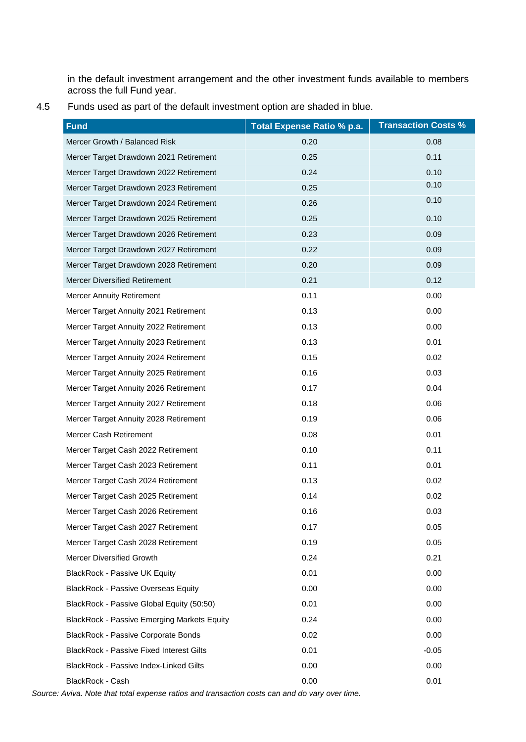in the default investment arrangement and the other investment funds available to members across the full Fund year.

4.5 Funds used as part of the default investment option are shaded in blue.

| Fund | Total Expense Ratio % p.a. | Transaction Costs % |
|---|---|---|
| Mercer Growth / Balanced Risk | 0.20 | 0.08 |
| Mercer Target Drawdown 2021 Retirement | 0.25 | 0.11 |
| Mercer Target Drawdown 2022 Retirement | 0.24 | 0.10 |
| Mercer Target Drawdown 2023 Retirement | 0.25 | 0.10 |
| Mercer Target Drawdown 2024 Retirement | 0.26 | 0.10 |
| Mercer Target Drawdown 2025 Retirement | 0.25 | 0.10 |
| Mercer Target Drawdown 2026 Retirement | 0.23 | 0.09 |
| Mercer Target Drawdown 2027 Retirement | 0.22 | 0.09 |
| Mercer Target Drawdown 2028 Retirement | 0.20 | 0.09 |
| Mercer Diversified Retirement | 0.21 | 0.12 |
| Mercer Annuity Retirement | 0.11 | 0.00 |
| Mercer Target Annuity 2021 Retirement | 0.13 | 0.00 |
| Mercer Target Annuity 2022 Retirement | 0.13 | 0.00 |
| Mercer Target Annuity 2023 Retirement | 0.13 | 0.01 |
| Mercer Target Annuity 2024 Retirement | 0.15 | 0.02 |
| Mercer Target Annuity 2025 Retirement | 0.16 | 0.03 |
| Mercer Target Annuity 2026 Retirement | 0.17 | 0.04 |
| Mercer Target Annuity 2027 Retirement | 0.18 | 0.06 |
| Mercer Target Annuity 2028 Retirement | 0.19 | 0.06 |
| Mercer Cash Retirement | 0.08 | 0.01 |
| Mercer Target Cash 2022 Retirement | 0.10 | 0.11 |
| Mercer Target Cash 2023 Retirement | 0.11 | 0.01 |
| Mercer Target Cash 2024 Retirement | 0.13 | 0.02 |
| Mercer Target Cash 2025 Retirement | 0.14 | 0.02 |
| Mercer Target Cash 2026 Retirement | 0.16 | 0.03 |
| Mercer Target Cash 2027 Retirement | 0.17 | 0.05 |
| Mercer Target Cash 2028 Retirement | 0.19 | 0.05 |
| Mercer Diversified Growth | 0.24 | 0.21 |
| BlackRock - Passive UK Equity | 0.01 | 0.00 |
| BlackRock - Passive Overseas Equity | 0.00 | 0.00 |
| BlackRock - Passive Global Equity (50:50) | 0.01 | 0.00 |
| BlackRock - Passive Emerging Markets Equity | 0.24 | 0.00 |
| BlackRock - Passive Corporate Bonds | 0.02 | 0.00 |
| BlackRock - Passive Fixed Interest Gilts | 0.01 | -0.05 |
| BlackRock - Passive Index-Linked Gilts | 0.00 | 0.00 |
| BlackRock - Cash | 0.00 | 0.01 |

*Source: Aviva. Note that total expense ratios and transaction costs can and do vary over time.*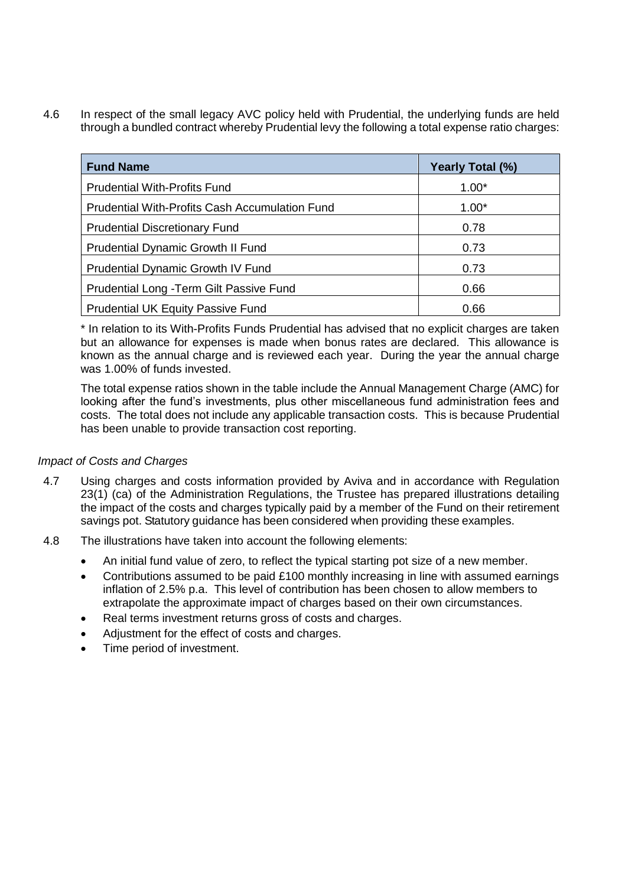4.6 In respect of the small legacy AVC policy held with Prudential, the underlying funds are held through a bundled contract whereby Prudential levy the following a total expense ratio charges:

| Fund Name | Yearly Total (%) |
|---|---|
| Prudential With-Profits Fund | 1.00* |
| Prudential With-Profits Cash Accumulation Fund | 1.00* |
| Prudential Discretionary Fund | 0.78 |
| Prudential Dynamic Growth II Fund | 0.73 |
| Prudential Dynamic Growth IV Fund | 0.73 |
| Prudential Long -Term Gilt Passive Fund | 0.66 |
| Prudential UK Equity Passive Fund | 0.66 |

* In relation to its With-Profits Funds Prudential has advised that no explicit charges are taken but an allowance for expenses is made when bonus rates are declared. This allowance is known as the annual charge and is reviewed each year. During the year the annual charge was 1.00% of funds invested.

The total expense ratios shown in the table include the Annual Management Charge (AMC) for looking after the fund's investments, plus other miscellaneous fund administration fees and costs. The total does not include any applicable transaction costs. This is because Prudential has been unable to provide transaction cost reporting.

*Impact of Costs and Charges*

4.7 Using charges and costs information provided by Aviva and in accordance with Regulation 23(1) (ca) of the Administration Regulations, the Trustee has prepared illustrations detailing the impact of the costs and charges typically paid by a member of the Fund on their retirement savings pot. Statutory guidance has been considered when providing these examples.

4.8 The illustrations have taken into account the following elements:

- An initial fund value of zero, to reflect the typical starting pot size of a new member.
- Contributions assumed to be paid £100 monthly increasing in line with assumed earnings inflation of 2.5% p.a. This level of contribution has been chosen to allow members to extrapolate the approximate impact of charges based on their own circumstances.
- Real terms investment returns gross of costs and charges.
- Adjustment for the effect of costs and charges.
- Time period of investment.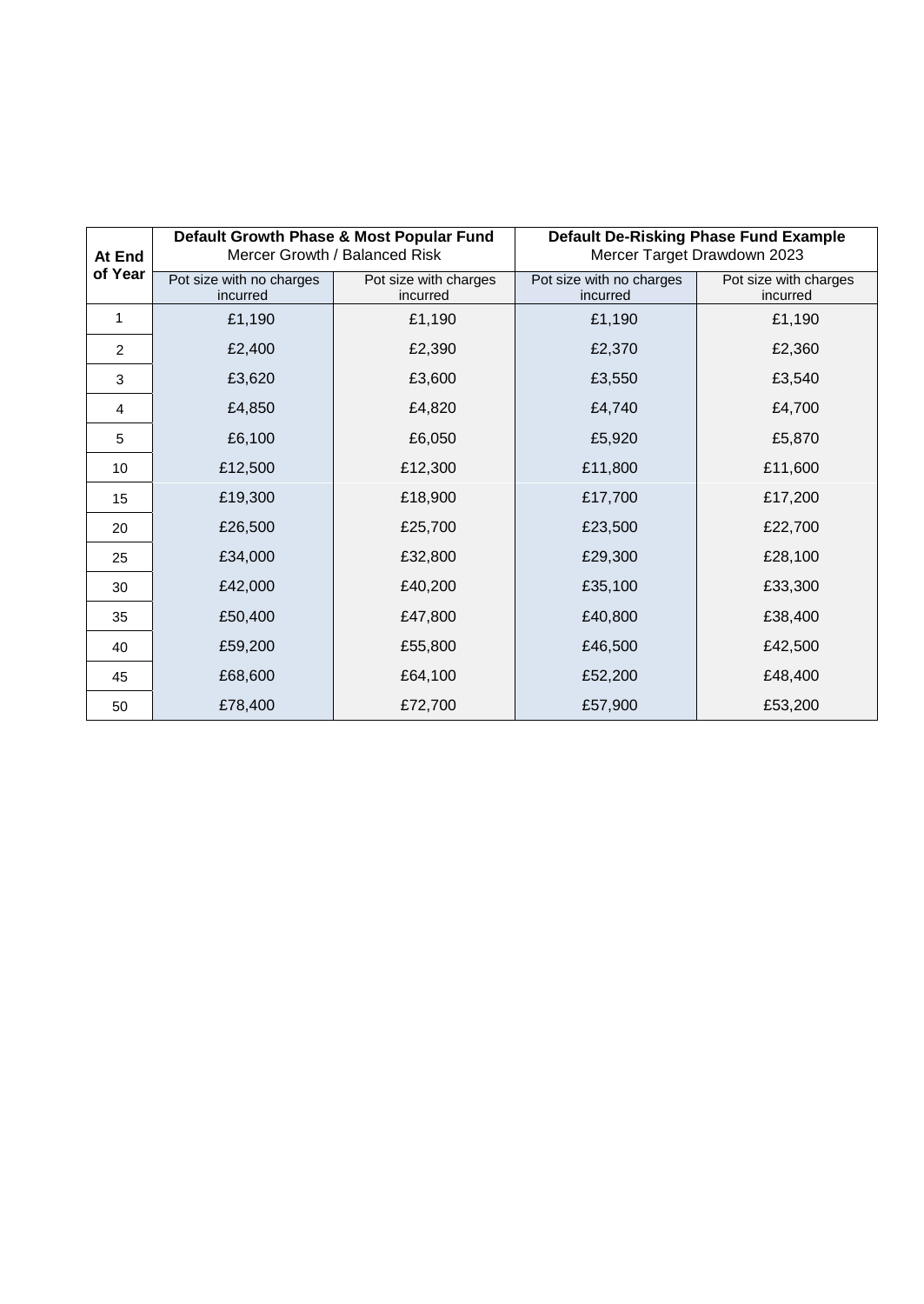| At End of Year | Default Growth Phase & Most Popular Fund Mercer Growth / Balanced Risk | | Default De-Risking Phase Fund Example Mercer Target Drawdown 2023 | |
|---|---|---|---|---|
| | Pot size with no charges incurred | Pot size with charges incurred | Pot size with no charges incurred | Pot size with charges incurred |
| 1 | £1,190 | £1,190 | £1,190 | £1,190 |
| 2 | £2,400 | £2,390 | £2,370 | £2,360 |
| 3 | £3,620 | £3,600 | £3,550 | £3,540 |
| 4 | £4,850 | £4,820 | £4,740 | £4,700 |
| 5 | £6,100 | £6,050 | £5,920 | £5,870 |
| 10 | £12,500 | £12,300 | £11,800 | £11,600 |
| 15 | £19,300 | £18,900 | £17,700 | £17,200 |
| 20 | £26,500 | £25,700 | £23,500 | £22,700 |
| 25 | £34,000 | £32,800 | £29,300 | £28,100 |
| 30 | £42,000 | £40,200 | £35,100 | £33,300 |
| 35 | £50,400 | £47,800 | £40,800 | £38,400 |
| 40 | £59,200 | £55,800 | £46,500 | £42,500 |
| 45 | £68,600 | £64,100 | £52,200 | £48,400 |
| 50 | £78,400 | £72,700 | £57,900 | £53,200 |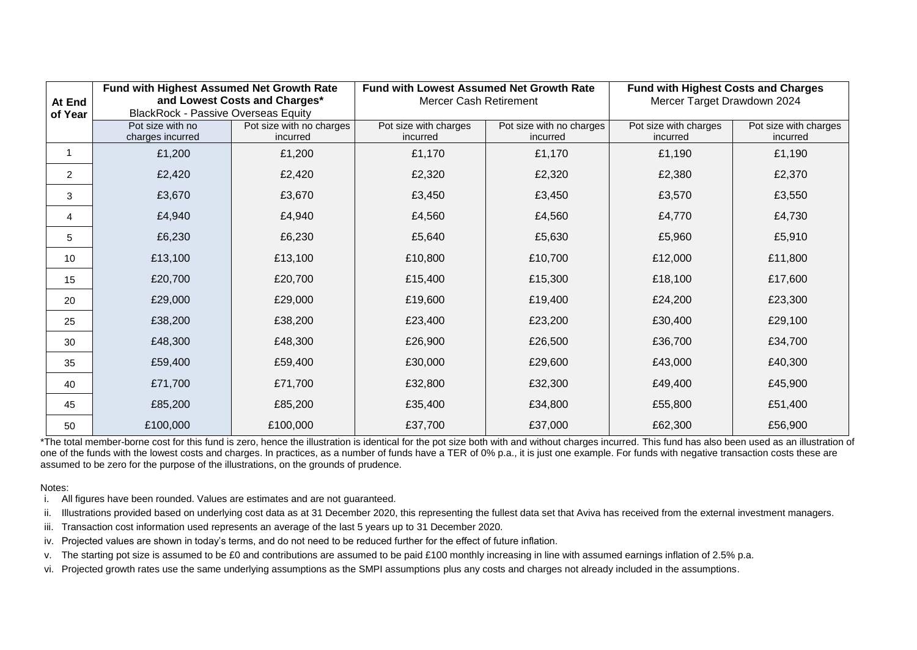| At End of Year | Fund with Highest Assumed Net Growth Rate and Lowest Costs and Charges* BlackRock - Passive Overseas Equity | | Fund with Lowest Assumed Net Growth Rate Mercer Cash Retirement | | Fund with Highest Costs and Charges Mercer Target Drawdown 2024 | |
|---|---|---|---|---|---|---|
| | Pot size with no charges incurred | Pot size with no charges incurred | Pot size with charges incurred | Pot size with no charges incurred | Pot size with charges incurred | Pot size with charges incurred |
| 1 | £1,200 | £1,200 | £1,170 | £1,170 | £1,190 | £1,190 |
| 2 | £2,420 | £2,420 | £2,320 | £2,320 | £2,380 | £2,370 |
| 3 | £3,670 | £3,670 | £3,450 | £3,450 | £3,570 | £3,550 |
| 4 | £4,940 | £4,940 | £4,560 | £4,560 | £4,770 | £4,730 |
| 5 | £6,230 | £6,230 | £5,640 | £5,630 | £5,960 | £5,910 |
| 10 | £13,100 | £13,100 | £10,800 | £10,700 | £12,000 | £11,800 |
| 15 | £20,700 | £20,700 | £15,400 | £15,300 | £18,100 | £17,600 |
| 20 | £29,000 | £29,000 | £19,600 | £19,400 | £24,200 | £23,300 |
| 25 | £38,200 | £38,200 | £23,400 | £23,200 | £30,400 | £29,100 |
| 30 | £48,300 | £48,300 | £26,900 | £26,500 | £36,700 | £34,700 |
| 35 | £59,400 | £59,400 | £30,000 | £29,600 | £43,000 | £40,300 |
| 40 | £71,700 | £71,700 | £32,800 | £32,300 | £49,400 | £45,900 |
| 45 | £85,200 | £85,200 | £35,400 | £34,800 | £55,800 | £51,400 |
| 50 | £100,000 | £100,000 | £37,700 | £37,000 | £62,300 | £56,900 |

*The total member-borne cost for this fund is zero, hence the illustration is identical for the pot size both with and without charges incurred. This fund has also been used as an illustration of one of the funds with the lowest costs and charges. In practices, as a number of funds have a TER of 0% p.a., it is just one example. For funds with negative transaction costs these are assumed to be zero for the purpose of the illustrations, on the grounds of prudence.

Notes:

i. All figures have been rounded. Values are estimates and are not guaranteed.
ii. Illustrations provided based on underlying cost data as at 31 December 2020, this representing the fullest data set that Aviva has received from the external investment managers.
iii. Transaction cost information used represents an average of the last 5 years up to 31 December 2020.
iv. Projected values are shown in today's terms, and do not need to be reduced further for the effect of future inflation.
v. The starting pot size is assumed to be £0 and contributions are assumed to be paid £100 monthly increasing in line with assumed earnings inflation of 2.5% p.a.
vi. Projected growth rates use the same underlying assumptions as the SMPI assumptions plus any costs and charges not already included in the assumptions.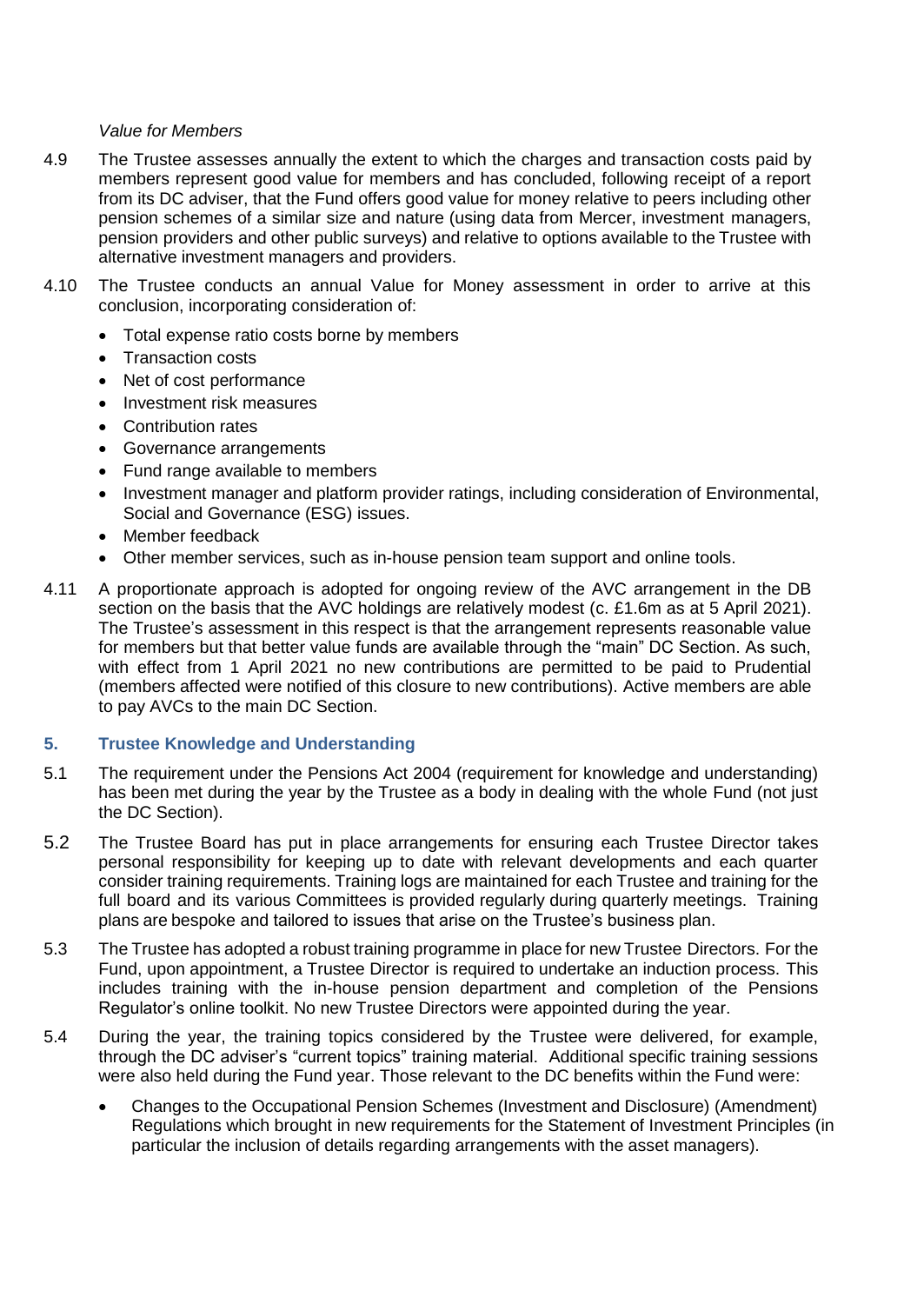*Value for Members*

4.9 The Trustee assesses annually the extent to which the charges and transaction costs paid by members represent good value for members and has concluded, following receipt of a report from its DC adviser, that the Fund offers good value for money relative to peers including other pension schemes of a similar size and nature (using data from Mercer, investment managers, pension providers and other public surveys) and relative to options available to the Trustee with alternative investment managers and providers.

4.10 The Trustee conducts an annual Value for Money assessment in order to arrive at this conclusion, incorporating consideration of:

- Total expense ratio costs borne by members
- Transaction costs
- Net of cost performance
- Investment risk measures
- Contribution rates
- Governance arrangements
- Fund range available to members
- Investment manager and platform provider ratings, including consideration of Environmental, Social and Governance (ESG) issues.
- Member feedback
- Other member services, such as in-house pension team support and online tools.

4.11 A proportionate approach is adopted for ongoing review of the AVC arrangement in the DB section on the basis that the AVC holdings are relatively modest (c. £1.6m as at 5 April 2021). The Trustee's assessment in this respect is that the arrangement represents reasonable value for members but that better value funds are available through the "main" DC Section. As such, with effect from 1 April 2021 no new contributions are permitted to be paid to Prudential (members affected were notified of this closure to new contributions). Active members are able to pay AVCs to the main DC Section.

## 5. Trustee Knowledge and Understanding

5.1 The requirement under the Pensions Act 2004 (requirement for knowledge and understanding) has been met during the year by the Trustee as a body in dealing with the whole Fund (not just the DC Section).

5.2 The Trustee Board has put in place arrangements for ensuring each Trustee Director takes personal responsibility for keeping up to date with relevant developments and each quarter consider training requirements. Training logs are maintained for each Trustee and training for the full board and its various Committees is provided regularly during quarterly meetings. Training plans are bespoke and tailored to issues that arise on the Trustee's business plan.

5.3 The Trustee has adopted a robust training programme in place for new Trustee Directors. For the Fund, upon appointment, a Trustee Director is required to undertake an induction process. This includes training with the in-house pension department and completion of the Pensions Regulator's online toolkit. No new Trustee Directors were appointed during the year.

5.4 During the year, the training topics considered by the Trustee were delivered, for example, through the DC adviser's "current topics" training material. Additional specific training sessions were also held during the Fund year. Those relevant to the DC benefits within the Fund were:

- Changes to the Occupational Pension Schemes (Investment and Disclosure) (Amendment) Regulations which brought in new requirements for the Statement of Investment Principles (in particular the inclusion of details regarding arrangements with the asset managers).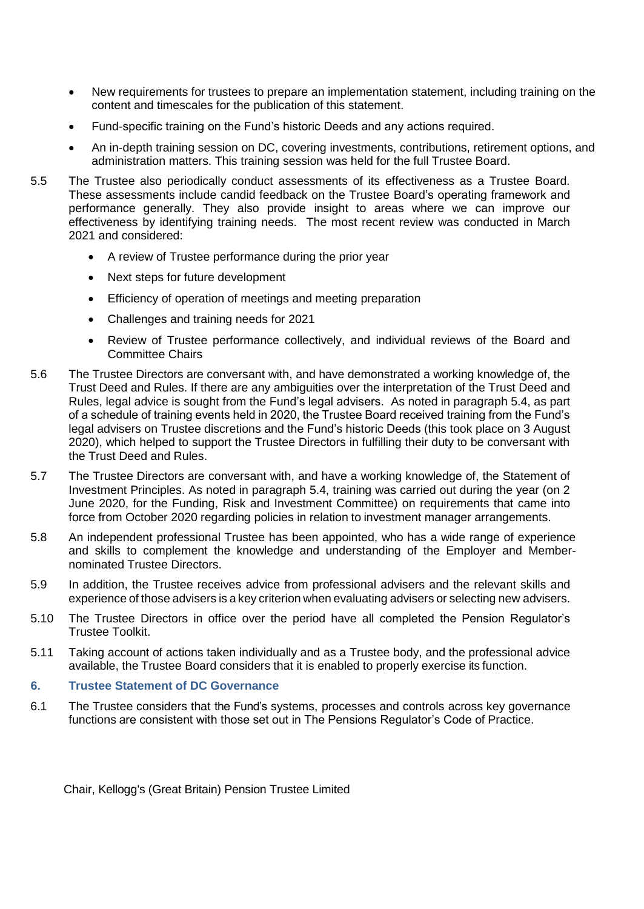- New requirements for trustees to prepare an implementation statement, including training on the content and timescales for the publication of this statement.
- Fund-specific training on the Fund's historic Deeds and any actions required.
- An in-depth training session on DC, covering investments, contributions, retirement options, and administration matters. This training session was held for the full Trustee Board.

5.5 The Trustee also periodically conduct assessments of its effectiveness as a Trustee Board. These assessments include candid feedback on the Trustee Board's operating framework and performance generally. They also provide insight to areas where we can improve our effectiveness by identifying training needs. The most recent review was conducted in March 2021 and considered:

- A review of Trustee performance during the prior year
- Next steps for future development
- Efficiency of operation of meetings and meeting preparation
- Challenges and training needs for 2021
- Review of Trustee performance collectively, and individual reviews of the Board and Committee Chairs

5.6 The Trustee Directors are conversant with, and have demonstrated a working knowledge of, the Trust Deed and Rules. If there are any ambiguities over the interpretation of the Trust Deed and Rules, legal advice is sought from the Fund's legal advisers. As noted in paragraph 5.4, as part of a schedule of training events held in 2020, the Trustee Board received training from the Fund's legal advisers on Trustee discretions and the Fund's historic Deeds (this took place on 3 August 2020), which helped to support the Trustee Directors in fulfilling their duty to be conversant with the Trust Deed and Rules.

5.7 The Trustee Directors are conversant with, and have a working knowledge of, the Statement of Investment Principles. As noted in paragraph 5.4, training was carried out during the year (on 2 June 2020, for the Funding, Risk and Investment Committee) on requirements that came into force from October 2020 regarding policies in relation to investment manager arrangements.

5.8 An independent professional Trustee has been appointed, who has a wide range of experience and skills to complement the knowledge and understanding of the Employer and Member-nominated Trustee Directors.

5.9 In addition, the Trustee receives advice from professional advisers and the relevant skills and experience of those advisers is a key criterion when evaluating advisers or selecting new advisers.

5.10 The Trustee Directors in office over the period have all completed the Pension Regulator's Trustee Toolkit.

5.11 Taking account of actions taken individually and as a Trustee body, and the professional advice available, the Trustee Board considers that it is enabled to properly exercise its function.

## 6. Trustee Statement of DC Governance

6.1 The Trustee considers that the Fund's systems, processes and controls across key governance functions are consistent with those set out in The Pensions Regulator's Code of Practice.

Chair, Kellogg's (Great Britain) Pension Trustee Limited